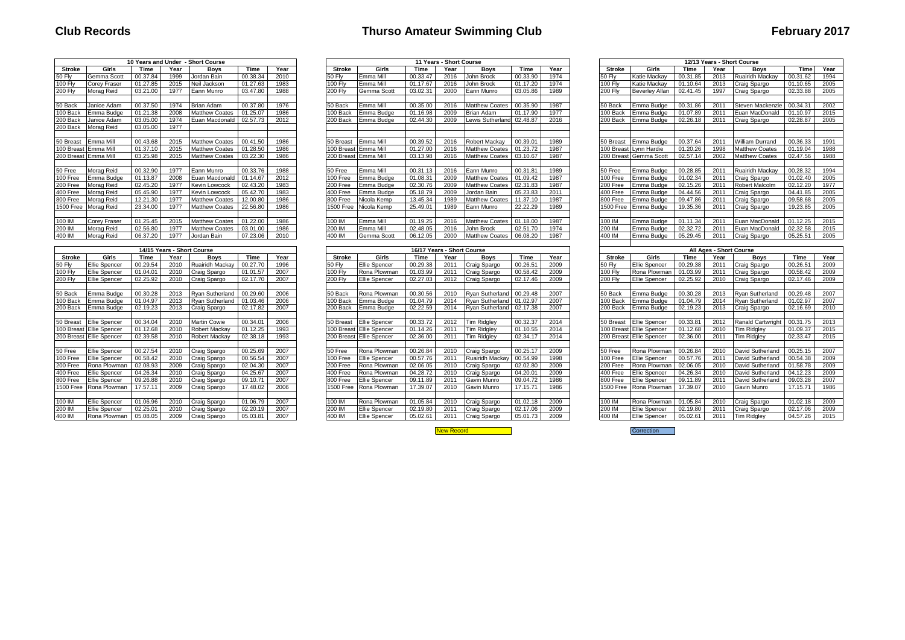# Club Records

# Thurso Amateur Swimming Club

# February 2017

| 10 Years and Under - Short Course | | | | | | |
|---|---|---|---|---|---|---|
| Stroke | Girls | Time | Year | Boys | Time | Year |
| 50 Fly | Gemma Scott | 00.37.84 | 1999 | Jordan Bain | 00.38.34 | 2010 |
| 100 Fly | Corey Fraser | 01.27.85 | 2015 | Neil Jackson | 01.27.63 | 1983 |
| 200 Fly | Morag Reid | 03.21.00 | 1977 | Eann Munro | 03.47.80 | 1988 |
| | | | | | | |
| 50 Back | Janice Adam | 00.37.50 | 1974 | Brian Adam | 00.37.80 | 1976 |
| 100 Back | Emma Budge | 01.21.38 | 2008 | Matthew Coates | 01.25.07 | 1986 |
| 200 Back | Janice Adam | 03.05.00 | 1974 | Euan Macdonald | 02.57.73 | 2012 |
| 200 Back | Morag Reid | 03.05.00 | 1977 | | | |
| | | | | | | |
| 50 Breast | Emma Mill | 00.43.68 | 2015 | Matthew Coates | 00.41.50 | 1986 |
| 100 Breast | Emma Mill | 01.37.10 | 2015 | Matthew Coates | 01.28.50 | 1986 |
| 200 Breast | Emma Mill | 03.25.98 | 2015 | Matthew Coates | 03.22.30 | 1986 |
| | | | | | | |
| 50 Free | Morag Reid | 00.32.90 | 1977 | Eann Munro | 00.33.76 | 1988 |
| 100 Free | Emma Budge | 01.13.87 | 2008 | Euan Macdonald | 01.14.67 | 2012 |
| 200 Free | Morag Reid | 02.45.20 | 1977 | Kevin Lowcock | 02.43.20 | 1983 |
| 400 Free | Morag Reid | 05.45.90 | 1977 | Kevin Lowcock | 05.42.70 | 1983 |
| 800 Free | Morag Reid | 12.21.30 | 1977 | Matthew Coates | 12.00.80 | 1986 |
| 1500 Free | Morag Reid | 23.34.00 | 1977 | Matthew Coates | 22.56.80 | 1986 |
| | | | | | | |
| 100 IM | Corey Fraser | 01.25.45 | 2015 | Matthew Coates | 01.22.00 | 1986 |
| 200 IM | Morag Reid | 02.56.80 | 1977 | Matthew Coates | 03.01.00 | 1986 |
| 400 IM | Morag Reid | 06.37.20 | 1977 | Jordan Bain | 07.23.06 | 2010 |

| 11 Years - Short Course | | | | | | |
|---|---|---|---|---|---|---|
| Stroke | Girls | Time | Year | Boys | Time | Year |
| 50 Fly | Emma Mill | 00.33.47 | 2016 | John Brock | 00.33.90 | 1974 |
| 100 Fly | Emma Mill | 01.17.67 | 2016 | John Brock | 01.17.20 | 1974 |
| 200 Fly | Gemma Scott | 03.02.31 | 2000 | Eann Munro | 03.05.86 | 1989 |
| | | | | | | |
| 50 Back | Emma Mill | 00.35.00 | 2016 | Matthew Coates | 00.35.90 | 1987 |
| 100 Back | Emma Budge | 01.16.98 | 2009 | Brian Adam | 01.17.90 | 1977 |
| 200 Back | Emma Budge | 02.44.30 | 2009 | Lewis Sutherland | 02.48.87 | 2016 |
| | | | | | | |
| 50 Breast | Emma Mill | 00.39.52 | 2016 | Robert Mackay | 00.39.01 | 1989 |
| 100 Breast | Emma Mill | 01.27.00 | 2016 | Matthew Coates | 01.23.72 | 1987 |
| 200 Breast | Emma Mill | 03.13.98 | 2016 | Matthew Coates | 03.10.67 | 1987 |
| | | | | | | |
| 50 Free | Emma Mill | 00.31.13 | 2016 | Eann Munro | 00.31.81 | 1989 |
| 100 Free | Emma Budge | 01.08.31 | 2009 | Matthew Coates | 01.09.42 | 1987 |
| 200 Free | Emma Budge | 02.30.76 | 2009 | Matthew Coates | 02.31.83 | 1987 |
| 400 Free | Emma Budge | 05.18.79 | 2009 | Jordan Bain | 05.23.83 | 2011 |
| 800 Free | Nicola Kemp | 13.45.34 | 1989 | Matthew Coates | 11.37.10 | 1987 |
| 1500 Free | Nicola Kemp | 25.49.01 | 1989 | Eann Munro | 22.22.29 | 1989 |
| | | | | | | |
| 100 IM | Emma Mill | 01.19.25 | 2016 | Matthew Coates | 01.18.00 | 1987 |
| 200 IM | Emma Mill | 02.48.05 | 2016 | John Brock | 02.51.70 | 1974 |
| 400 IM | Gemma Scott | 06.12.05 | 2000 | Matthew Coates | 06.08.20 | 1987 |

| 12/13 Years - Short Course | | | | | | |
|---|---|---|---|---|---|---|
| Stroke | Girls | Time | Year | Boys | Time | Year |
| 50 Fly | Katie Mackay | 00.31.85 | 2013 | Ruairidh Mackay | 00.31.62 | 1994 |
| 100 Fly | Katie Mackay | 01.10.64 | 2013 | Craig Spargo | 01.10.65 | 2005 |
| 200 Fly | Beverley Allan | 02.41.45 | 1997 | Craig Spargo | 02.33.88 | 2005 |
| | | | | | | |
| 50 Back | Emma Budge | 00.31.86 | 2011 | Steven Mackenzie | 00.34.31 | 2002 |
| 100 Back | Emma Budge | 01.07.89 | 2011 | Euan MacDonald | 01.10.97 | 2015 |
| 200 Back | Emma Budge | 02.26.18 | 2011 | Craig Spargo | 02.28.87 | 2005 |
| | | | | | | |
| 50 Breast | Emma Budge | 00.37.64 | 2011 | William Durrand | 00.36.33 | 1991 |
| 100 Breast | Lynn Hardie | 01.20.26 | 1998 | Matthew Coates | 01.19.04 | 1988 |
| 200 Breast | Gemma Scott | 02.57.14 | 2002 | Matthew Coates | 02.47.56 | 1988 |
| | | | | | | |
| 50 Free | Emma Budge | 00.28.85 | 2011 | Ruairidh Mackay | 00.28.32 | 1994 |
| 100 Free | Emma Budge | 01.02.34 | 2011 | Craig Spargo | 01.02.40 | 2005 |
| 200 Free | Emma Budge | 02.15.26 | 2011 | Robert Malcolm | 02.12.20 | 1977 |
| 400 Free | Emma Budge | 04.44.56 | 2011 | Craig Spargo | 04.41.85 | 2005 |
| 800 Free | Emma Budge | 09.47.86 | 2011 | Craig Spargo | 09.58.68 | 2005 |
| 1500 Free | Emma Budge | 19.35.36 | 2011 | Craig Spargo | 19.23.85 | 2005 |
| | | | | | | |
| 100 IM | Emma Budge | 01.11.34 | 2011 | Euan MacDonald | 01.12.25 | 2015 |
| 200 IM | Emma Budge | 02.32.72 | 2011 | Euan MacDonald | 02.32.58 | 2015 |
| 400 IM | Emma Budge | 05.29.45 | 2011 | Craig Spargo | 05.25.51 | 2005 |

| 14/15 Years - Short Course | | | | | | |
|---|---|---|---|---|---|---|
| Stroke | Girls | Time | Year | Boys | Time | Year |
| 50 Fly | Ellie Spencer | 00.29.54 | 2010 | Ruairidh Mackay | 00.27.70 | 1996 |
| 100 Fly | Ellie Spencer | 01.04.01 | 2010 | Craig Spargo | 01.01.57 | 2007 |
| 200 Fly | Ellie Spencer | 02.25.92 | 2010 | Craig Spargo | 02.17.70 | 2007 |
| | | | | | | |
| 50 Back | Emma Budge | 00.30.28 | 2013 | Ryan Sutherland | 00.29.60 | 2006 |
| 100 Back | Emma Budge | 01.04.97 | 2013 | Ryan Sutherland | 01.03.46 | 2006 |
| 200 Back | Emma Budge | 02.19.23 | 2013 | Craig Spargo | 02.17.82 | 2007 |
| | | | | | | |
| 50 Breast | Ellie Spencer | 00.34.04 | 2010 | Martin Cowie | 00.34.01 | 2006 |
| 100 Breast | Ellie Spencer | 01.12.68 | 2010 | Robert Mackay | 01.12.25 | 1993 |
| 200 Breast | Ellie Spencer | 02.39.58 | 2010 | Robert Mackay | 02.38.18 | 1993 |
| | | | | | | |
| 50 Free | Ellie Spencer | 00.27.54 | 2010 | Craig Spargo | 00.25.69 | 2007 |
| 100 Free | Ellie Spencer | 00.58.42 | 2010 | Craig Spargo | 00.56.54 | 2007 |
| 200 Free | Rona Plowman | 02.08.93 | 2009 | Craig Spargo | 02.04.30 | 2007 |
| 400 Free | Ellie Spencer | 04.26.34 | 2010 | Craig Spargo | 04.25.67 | 2007 |
| 800 Free | Ellie Spencer | 09.26.88 | 2010 | Craig Spargo | 09.10.71 | 2007 |
| 1500 Free | Rona Plowman | 17.57.11 | 2009 | Craig Spargo | 17.48.02 | 2006 |
| | | | | | | |
| 100 IM | Ellie Spencer | 01.06.96 | 2010 | Craig Spargo | 01.06.79 | 2007 |
| 200 IM | Ellie Spencer | 02.25.01 | 2010 | Craig Spargo | 02.20.19 | 2007 |
| 400 IM | Rona Plowman | 05.08.05 | 2009 | Craig Spargo | 05.03.81 | 2007 |

| 16/17 Years - Short Course | | | | | | |
|---|---|---|---|---|---|---|
| Stroke | Girls | Time | Year | Boys | Time | Year |
| 50 Fly | Ellie Spencer | 00.29.38 | 2011 | Craig Spargo | 00.26.51 | 2009 |
| 100 Fly | Rona Plowman | 01.03.99 | 2011 | Craig Spargo | 00.58.42 | 2009 |
| 200 Fly | Ellie Spencer | 02.27.03 | 2012 | Craig Spargo | 02.17.46 | 2009 |
| | | | | | | |
| 50 Back | Rona Plowman | 00.30.56 | 2010 | Ryan Sutherland | 00.29.48 | 2007 |
| 100 Back | Emma Budge | 01.04.79 | 2014 | Ryan Sutherland | 01.02.97 | 2007 |
| 200 Back | Emma Budge | 02.22.59 | 2014 | Ryan Sutherland | 02.17.38 | 2007 |
| | | | | | | |
| 50 Breast | Ellie Spencer | 00.33.72 | 2012 | Tim Ridgley | 00.32.37 | 2014 |
| 100 Breast | Ellie Spencer | 01.14.26 | 2011 | Tim Ridgley | 01.10.55 | 2014 |
| 200 Breast | Ellie Spencer | 02.36.00 | 2011 | Tim Ridgley | 02.34.17 | 2014 |
| | | | | | | |
| 50 Free | Rona Plowman | 00.26.84 | 2010 | Craig Spargo | 00.25.17 | 2009 |
| 100 Free | Ellie Spencer | 00.57.76 | 2011 | Ruairidh Mackay | 00.54.99 | 1998 |
| 200 Free | Rona Plowman | 02.06.05 | 2010 | Craig Spargo | 02.02.80 | 2009 |
| 400 Free | Rona Plowman | 04.28.72 | 2010 | Craig Spargo | 04.20.01 | 2009 |
| 800 Free | Ellie Spencer | 09.11.89 | 2011 | Gavin Munro | 09.04.72 | 1986 |
| 1500 Free | Rona Plowman | 17.39.07 | 2010 | Gavin Munro | 17.15.71 | 1986 |
| | | | | | | |
| 100 IM | Rona Plowman | 01.05.84 | 2010 | Craig Spargo | 01.02.18 | 2009 |
| 200 IM | Ellie Spencer | 02.19.80 | 2011 | Craig Spargo | 02.17.06 | 2009 |
| 400 IM | Ellie Spencer | 05.02.61 | 2011 | Craig Spargo | 05.01.73 | 2009 |

| All Ages - Short Course | | | | | | |
|---|---|---|---|---|---|---|
| Stroke | Girls | Time | Year | Boys | Time | Year |
| 50 Fly | Ellie Spencer | 00.29.38 | 2011 | Craig Spargo | 00.26.51 | 2009 |
| 100 Fly | Rona Plowman | 01.03.99 | 2011 | Craig Spargo | 00.58.42 | 2009 |
| 200 Fly | Ellie Spencer | 02.25.92 | 2010 | Craig Spargo | 02.17.46 | 2009 |
| | | | | | | |
| 50 Back | Emma Budge | 00.30.28 | 2013 | Ryan Sutherland | 00.29.48 | 2007 |
| 100 Back | Emma Budge | 01.04.79 | 2014 | Ryan Sutherland | 01.02.97 | 2007 |
| 200 Back | Emma Budge | 02.19.23 | 2013 | Craig Spargo | 02.16.69 | 2010 |
| | | | | | | |
| 50 Breast | Ellie Spencer | 00.33.81 | 2012 | Ranald Cartwright | 00.31.75 | 2013 |
| 100 Breast | Ellie Spencer | 01.12.68 | 2010 | Tim Ridgley | 01.09.37 | 2015 |
| 200 Breast | Ellie Spencer | 02.36.00 | 2011 | Tim Ridgley | 02.33.47 | 2015 |
| | | | | | | |
| 50 Free | Rona Plowman | 00.26.84 | 2010 | David Sutherland | 00.25.15 | 2007 |
| 100 Free | Ellie Spencer | 00.57.76 | 2011 | David Sutherland | 00.54.38 | 2009 |
| 200 Free | Rona Plowman | 02.06.05 | 2010 | David Sutherland | 01.58.78 | 2009 |
| 400 Free | Ellie Spencer | 04.26.34 | 2010 | David Sutherland | 04.12.23 | 2009 |
| 800 Free | Ellie Spencer | 09.11.89 | 2011 | David Sutherland | 09.03.28 | 2007 |
| 1500 Free | Rona Plowman | 17.39.07 | 2010 | Gavin Munro | 17.15.71 | 1986 |
| | | | | | | |
| 100 IM | Rona Plowman | 01.05.84 | 2010 | Craig Spargo | 01.02.18 | 2009 |
| 200 IM | Ellie Spencer | 02.19.80 | 2011 | Craig Spargo | 02.17.06 | 2009 |
| 400 IM | Ellie Spencer | 05.02.61 | 2011 | Tim Ridgley | 04.57.26 | 2015 |

New Record

Correction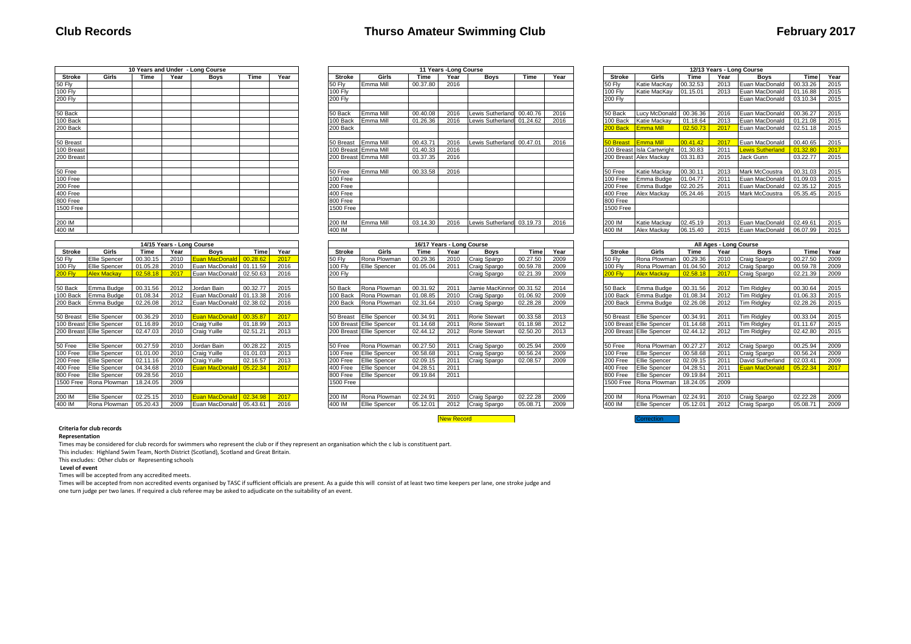# Club Records

# Thurso Amateur Swimming Club

# February 2017

| 10 Years and Under - Long Course | | | | | | |
|---|---|---|---|---|---|---|
| Stroke | Girls | Time | Year | Boys | Time | Year |
| 50 Fly | | | | | | |
| 100 Fly | | | | | | |
| 200 Fly | | | | | | |
| | | | | | | |
| 50 Back | | | | | | |
| 100 Back | | | | | | |
| 200 Back | | | | | | |
| | | | | | | |
| 50 Breast | | | | | | |
| 100 Breast | | | | | | |
| 200 Breast | | | | | | |
| | | | | | | |
| 50 Free | | | | | | |
| 100 Free | | | | | | |
| 200 Free | | | | | | |
| 400 Free | | | | | | |
| 800 Free | | | | | | |
| 1500 Free | | | | | | |
| | | | | | | |
| 200 IM | | | | | | |
| 400 IM | | | | | | |

| 11 Years -Long Course | | | | | | |
|---|---|---|---|---|---|---|
| Stroke | Girls | Time | Year | Boys | Time | Year |
| 50 Fly | Emma Mill | 00.37.80 | 2016 | | | |
| 100 Fly | | | | | | |
| 200 Fly | | | | | | |
| | | | | | | |
| 50 Back | Emma Mill | 00.40.08 | 2016 | Lewis Sutherland | 00.40.76 | 2016 |
| 100 Back | Emma Mill | 01.26.36 | 2016 | Lewis Sutherland | 01.24.62 | 2016 |
| 200 Back | | | | | | |
| | | | | | | |
| 50 Breast | Emma Mill | 00.43.71 | 2016 | Lewis Sutherland | 00.47.01 | 2016 |
| 100 Breast | Emma Mill | 01.40.33 | 2016 | | | |
| 200 Breast | Emma Mill | 03.37.35 | 2016 | | | |
| | | | | | | |
| 50 Free | Emma Mill | 00.33.58 | 2016 | | | |
| 100 Free | | | | | | |
| 200 Free | | | | | | |
| 400 Free | | | | | | |
| 800 Free | | | | | | |
| 1500 Free | | | | | | |
| | | | | | | |
| 200 IM | Emma Mill | 03.14.30 | 2016 | Lewis Sutherland | 03.19.73 | 2016 |
| 400 IM | | | | | | |

| 12/13 Years - Long Course | | | | | | |
|---|---|---|---|---|---|---|
| Stroke | Girls | Time | Year | Boys | Time | Year |
| 50 Fly | Katie MacKay | 00.32.53 | 2013 | Euan MacDonald | 00.33.26 | 2015 |
| 100 Fly | Katie MacKay | 01.15.01 | 2013 | Euan MacDonald | 01.16.88 | 2015 |
| 200 Fly | | | | Euan MacDonald | 03.10.34 | 2015 |
| | | | | | | |
| 50 Back | Lucy McDonald | 00.36.36 | 2016 | Euan MacDonald | 00.36.27 | 2015 |
| 100 Back | Katie Mackay | 01.18.64 | 2013 | Euan MacDonald | 01.21.08 | 2015 |
| 200 Back | Emma Mill | 02.50.73 | 2017 | Euan MacDonald | 02.51.18 | 2015 |
| | | | | | | |
| 50 Breast | Emma Mill | 00.41.42 | 2017 | Euan MacDonald | 00.40.65 | 2015 |
| 100 Breast | Isla Cartwright | 01.30.83 | 2011 | Lewis Sutherland | 01.32.80 | 2017 |
| 200 Breast | Alex Mackay | 03.31.83 | 2015 | Jack Gunn | 03.22.77 | 2015 |
| | | | | | | |
| 50 Free | Katie Mackay | 00.30.11 | 2013 | Mark McCoustra | 00.31.03 | 2015 |
| 100 Free | Emma Budge | 01.04.77 | 2011 | Euan MacDonald | 01.09.03 | 2015 |
| 200 Free | Emma Budge | 02.20.25 | 2011 | Euan MacDonald | 02.35.12 | 2015 |
| 400 Free | Alex Mackay | 05.24.46 | 2015 | Mark McCoustra | 05.35.45 | 2015 |
| 800 Free | | | | | | |
| 1500 Free | | | | | | |
| | | | | | | |
| 200 IM | Katie Mackay | 02.45.19 | 2013 | Euan MacDonald | 02.49.61 | 2015 |
| 400 IM | Alex Mackay | 06.15.40 | 2015 | Euan MacDonald | 06.07.99 | 2015 |

| 14/15 Years - Long Course | | | | | | |
|---|---|---|---|---|---|---|
| Stroke | Girls | Time | Year | Boys | Time | Year |
| 50 Fly | Ellie Spencer | 00.30.15 | 2010 | Euan MacDonald | 00.28.62 | 2017 |
| 100 Fly | Ellie Spencer | 01.05.28 | 2010 | Euan MacDonald | 01.11.59 | 2016 |
| 200 Fly | Alex Mackay | 02.58.18 | 2017 | Euan MacDonald | 02.50.63 | 2016 |
| | | | | | | |
| 50 Back | Emma Budge | 00.31.56 | 2012 | Jordan Bain | 00.32.77 | 2015 |
| 100 Back | Emma Budge | 01.08.34 | 2012 | Euan MacDonald | 01.13.38 | 2016 |
| 200 Back | Emma Budge | 02.26.08 | 2012 | Euan MacDonald | 02.38.02 | 2016 |
| | | | | | | |
| 50 Breast | Ellie Spencer | 00.36.29 | 2010 | Euan MacDonald | 00.35.87 | 2017 |
| 100 Breast | Ellie Spencer | 01.16.89 | 2010 | Craig Yuille | 01.18.99 | 2013 |
| 200 Breast | Ellie Spencer | 02.47.03 | 2010 | Craig Yuille | 02.51.21 | 2013 |
| | | | | | | |
| 50 Free | Ellie Spencer | 00.27.59 | 2010 | Jordan Bain | 00.28.22 | 2015 |
| 100 Free | Ellie Spencer | 01.01.00 | 2010 | Craig Yuille | 01.01.03 | 2013 |
| 200 Free | Ellie Spencer | 02.11.16 | 2009 | Craig Yuille | 02.16.57 | 2013 |
| 400 Free | Ellie Spencer | 04.34.68 | 2010 | Euan MacDonald | 05.22.34 | 2017 |
| 800 Free | Ellie Spencer | 09.28.56 | 2010 | | | |
| 1500 Free | Rona Plowman | 18.24.05 | 2009 | | | |
| | | | | | | |
| 200 IM | Ellie Spencer | 02.25.15 | 2010 | Euan MacDonald | 02.34.98 | 2017 |
| 400 IM | Rona Plowman | 05.20.43 | 2009 | Euan MacDonald | 05.43.61 | 2016 |

| 16/17 Years - Long Course | | | | | | |
|---|---|---|---|---|---|---|
| Stroke | Girls | Time | Year | Boys | Time | Year |
| 50 Fly | Rona Plowman | 00.29.36 | 2010 | Craig Spargo | 00.27.50 | 2009 |
| 100 Fly | Ellie Spencer | 01.05.04 | 2011 | Craig Spargo | 00.59.78 | 2009 |
| 200 Fly | | | | Craig Spargo | 02.21.39 | 2009 |
| | | | | | | |
| 50 Back | Rona Plowman | 00.31.92 | 2011 | Jamie MacKinnon | 00.31.52 | 2014 |
| 100 Back | Rona Plowman | 01.08.85 | 2010 | Craig Spargo | 01.06.92 | 2009 |
| 200 Back | Rona Plowman | 02.31.64 | 2010 | Craig Spargo | 02.28.28 | 2009 |
| | | | | | | |
| 50 Breast | Ellie Spencer | 00.34.91 | 2011 | Rorie Stewart | 00.33.58 | 2013 |
| 100 Breast | Ellie Spencer | 01.14.68 | 2011 | Rorie Stewart | 01.18.98 | 2012 |
| 200 Breast | Ellie Spencer | 02.44.12 | 2012 | Rorie Stewart | 02.50.20 | 2013 |
| | | | | | | |
| 50 Free | Rona Plowman | 00.27.50 | 2011 | Craig Spargo | 00.25.94 | 2009 |
| 100 Free | Ellie Spencer | 00.58.68 | 2011 | Craig Spargo | 00.56.24 | 2009 |
| 200 Free | Ellie Spencer | 02.09.15 | 2011 | Craig Spargo | 02.08.57 | 2009 |
| 400 Free | Ellie Spencer | 04.28.51 | 2011 | | | |
| 800 Free | Ellie Spencer | 09.19.84 | 2011 | | | |
| 1500 Free | | | | | | |
| | | | | | | |
| 200 IM | Rona Plowman | 02.24.91 | 2010 | Craig Spargo | 02.22.28 | 2009 |
| 400 IM | Ellie Spencer | 05.12.01 | 2012 | Craig Spargo | 05.08.71 | 2009 |

| All Ages - Long Course | | | | | | |
|---|---|---|---|---|---|---|
| Stroke | Girls | Time | Year | Boys | Time | Year |
| 50 Fly | Rona Plowman | 00.29.36 | 2010 | Craig Spargo | 00.27.50 | 2009 |
| 100 Fly | Rona Plowman | 01.04.50 | 2012 | Craig Spargo | 00.59.78 | 2009 |
| 200 Fly | Alex Mackay | 02.58.18 | 2017 | Craig Spargo | 02.21.39 | 2009 |
| | | | | | | |
| 50 Back | Emma Budge | 00.31.56 | 2012 | Tim Ridgley | 00.30.64 | 2015 |
| 100 Back | Emma Budge | 01.08.34 | 2012 | Tim Ridgley | 01.06.33 | 2015 |
| 200 Back | Emma Budge | 02.26.08 | 2012 | Tim Ridgley | 02.28.26 | 2015 |
| | | | | | | |
| 50 Breast | Ellie Spencer | 00.34.91 | 2011 | Tim Ridgley | 00.33.04 | 2015 |
| 100 Breast | Ellie Spencer | 01.14.68 | 2011 | Tim Ridgley | 01.11.67 | 2015 |
| 200 Breast | Ellie Spencer | 02.44.12 | 2012 | Tim Ridgley | 02.42.80 | 2015 |
| | | | | | | |
| 50 Free | Rona Plowman | 00.27.27 | 2012 | Craig Spargo | 00.25.94 | 2009 |
| 100 Free | Ellie Spencer | 00.58.68 | 2011 | Craig Spargo | 00.56.24 | 2009 |
| 200 Free | Ellie Spencer | 02.09.15 | 2011 | David Sutherland | 02.03.41 | 2009 |
| 400 Free | Ellie Spencer | 04.28.51 | 2011 | Euan MacDonald | 05.22.34 | 2017 |
| 800 Free | Ellie Spencer | 09.19.84 | 2011 | | | |
| 1500 Free | Rona Plowman | 18.24.05 | 2009 | | | |
| | | | | | | |
| 200 IM | Rona Plowman | 02.24.91 | 2010 | Craig Spargo | 02.22.28 | 2009 |
| 400 IM | Ellie Spencer | 05.12.01 | 2012 | Craig Spargo | 05.08.71 | 2009 |

New Record

Correction

**Criteria for club records**

**Representation**

Times may be considered for club records for swimmers who represent the club or if they represent an organisation which the c lub is constituent part.

This includes: Highland Swim Team, North District (Scotland), Scotland and Great Britain.

This excludes: Other clubs or Representing schools

**Level of event**

Times will be accepted from any accredited meets.

Times will be accepted from non accredited events organised by TASC if sufficient officials are present. As a guide this will consist of at least two time keepers per lane, one stroke judge and one turn judge per two lanes. If required a club referee may be asked to adjudicate on the suitability of an event.